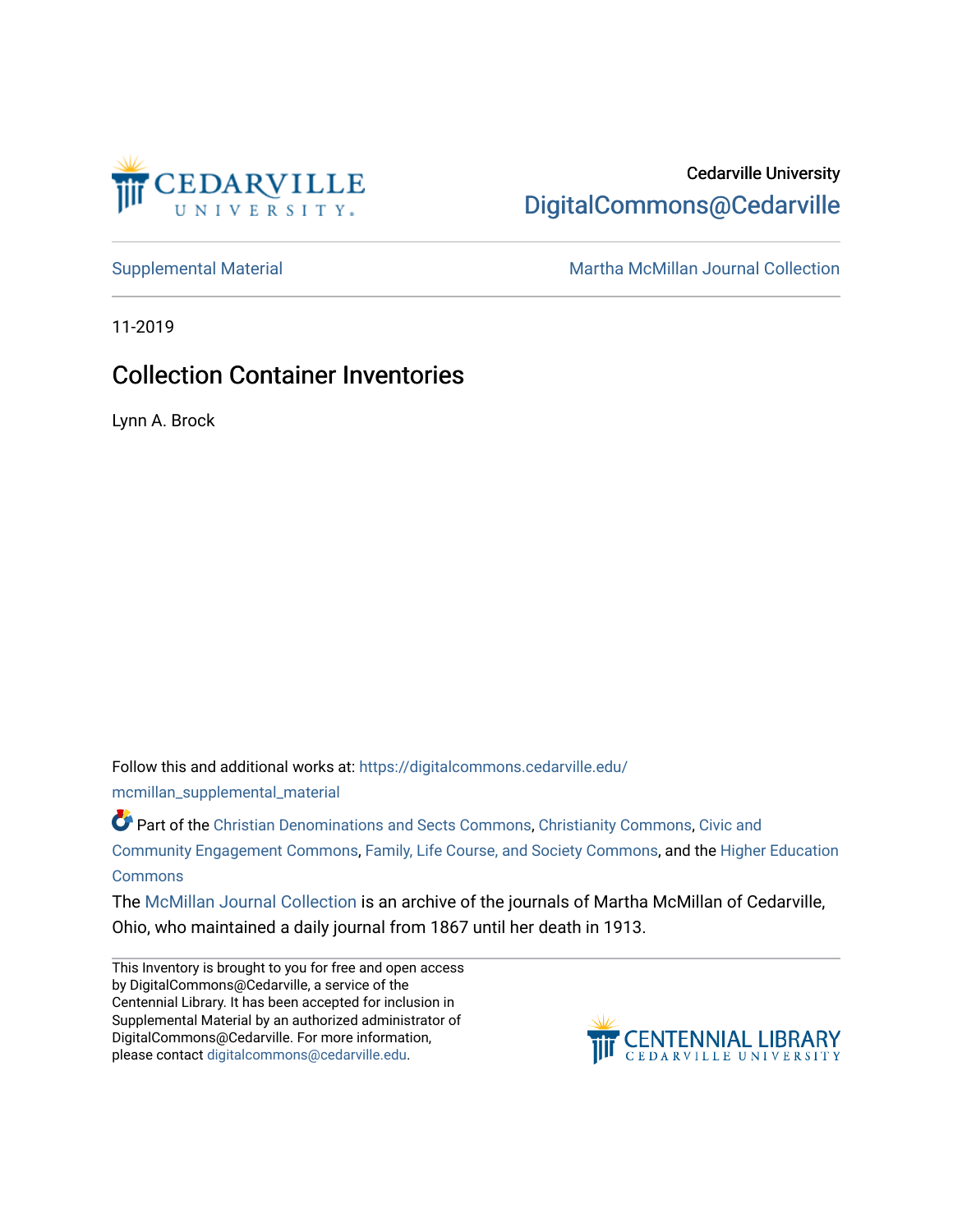Cedarville University

DigitalCommons@Cedarville

Supplemental Material | Martha McMillan Journal Collection

11-2019

# Collection Container Inventories

Lynn A. Brock

Follow this and additional works at: https://digitalcommons.cedarville.edu/mcmillan_supplemental_material

Part of the Christian Denominations and Sects Commons, Christianity Commons, Civic and Community Engagement Commons, Family, Life Course, and Society Commons, and the Higher Education Commons

The McMillan Journal Collection is an archive of the journals of Martha McMillan of Cedarville, Ohio, who maintained a daily journal from 1867 until her death in 1913.

This Inventory is brought to you for free and open access by DigitalCommons@Cedarville, a service of the Centennial Library. It has been accepted for inclusion in Supplemental Material by an authorized administrator of DigitalCommons@Cedarville. For more information, please contact digitalcommons@cedarville.edu.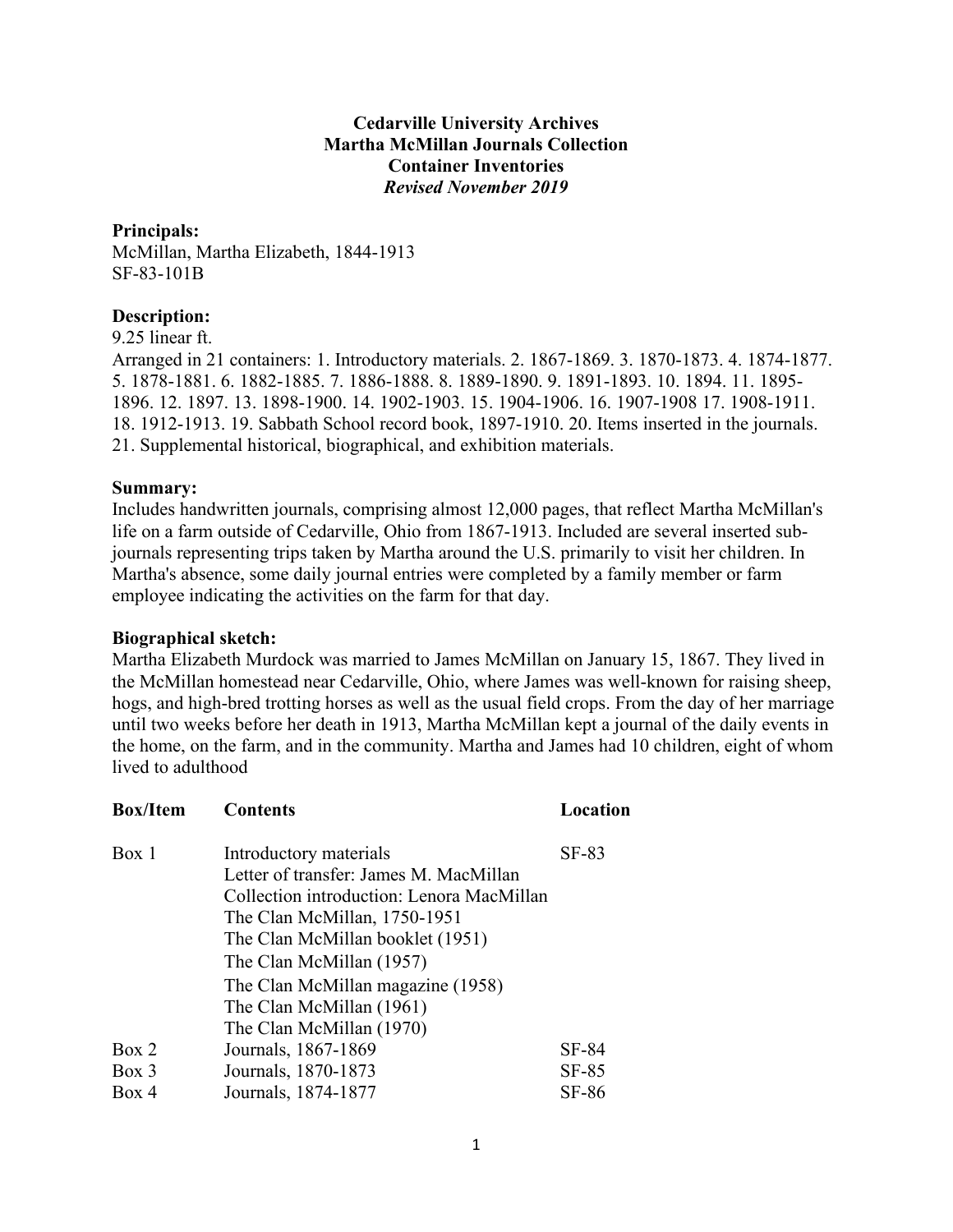**Cedarville University Archives**
**Martha McMillan Journals Collection**
**Container Inventories**
***Revised November 2019***

**Principals:**
McMillan, Martha Elizabeth, 1844-1913
SF-83-101B

**Description:**
9.25 linear ft.
Arranged in 21 containers: 1. Introductory materials. 2. 1867-1869. 3. 1870-1873. 4. 1874-1877. 5. 1878-1881. 6. 1882-1885. 7. 1886-1888. 8. 1889-1890. 9. 1891-1893. 10. 1894. 11. 1895-1896. 12. 1897. 13. 1898-1900. 14. 1902-1903. 15. 1904-1906. 16. 1907-1908 17. 1908-1911. 18. 1912-1913. 19. Sabbath School record book, 1897-1910. 20. Items inserted in the journals. 21. Supplemental historical, biographical, and exhibition materials.

**Summary:**
Includes handwritten journals, comprising almost 12,000 pages, that reflect Martha McMillan's life on a farm outside of Cedarville, Ohio from 1867-1913. Included are several inserted sub-journals representing trips taken by Martha around the U.S. primarily to visit her children. In Martha's absence, some daily journal entries were completed by a family member or farm employee indicating the activities on the farm for that day.

**Biographical sketch:**
Martha Elizabeth Murdock was married to James McMillan on January 15, 1867. They lived in the McMillan homestead near Cedarville, Ohio, where James was well-known for raising sheep, hogs, and high-bred trotting horses as well as the usual field crops. From the day of her marriage until two weeks before her death in 1913, Martha McMillan kept a journal of the daily events in the home, on the farm, and in the community. Martha and James had 10 children, eight of whom lived to adulthood

| Box/Item | Contents | Location |
|---|---|---|
| Box 1 | Introductory materials | SF-83 |
| | Letter of transfer: James M. MacMillan | |
| | Collection introduction: Lenora MacMillan | |
| | The Clan McMillan, 1750-1951 | |
| | The Clan McMillan booklet (1951) | |
| | The Clan McMillan (1957) | |
| | The Clan McMillan magazine (1958) | |
| | The Clan McMillan (1961) | |
| | The Clan McMillan (1970) | |
| Box 2 | Journals, 1867-1869 | SF-84 |
| Box 3 | Journals, 1870-1873 | SF-85 |
| Box 4 | Journals, 1874-1877 | SF-86 |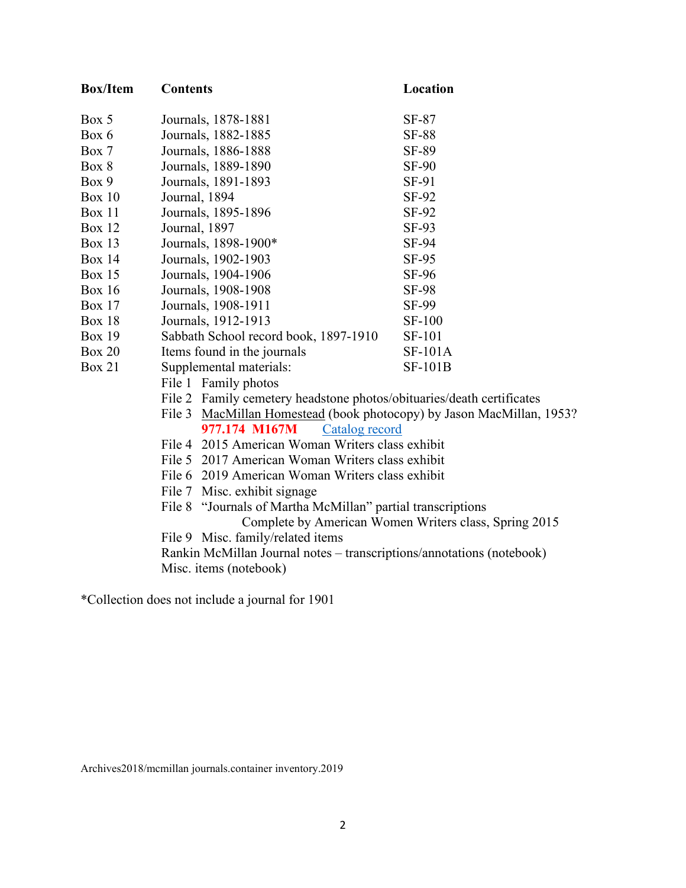| Box/Item | Contents | Location |
| --- | --- | --- |
| Box 5 | Journals, 1878-1881 | SF-87 |
| Box 6 | Journals, 1882-1885 | SF-88 |
| Box 7 | Journals, 1886-1888 | SF-89 |
| Box 8 | Journals, 1889-1890 | SF-90 |
| Box 9 | Journals, 1891-1893 | SF-91 |
| Box 10 | Journal, 1894 | SF-92 |
| Box 11 | Journals, 1895-1896 | SF-92 |
| Box 12 | Journal, 1897 | SF-93 |
| Box 13 | Journals, 1898-1900* | SF-94 |
| Box 14 | Journals, 1902-1903 | SF-95 |
| Box 15 | Journals, 1904-1906 | SF-96 |
| Box 16 | Journals, 1908-1908 | SF-98 |
| Box 17 | Journals, 1908-1911 | SF-99 |
| Box 18 | Journals, 1912-1913 | SF-100 |
| Box 19 | Sabbath School record book, 1897-1910 | SF-101 |
| Box 20 | Items found in the journals | SF-101A |
| Box 21 | Supplemental materials: | SF-101B |

File 1 Family photos
File 2 Family cemetery headstone photos/obituaries/death certificates
File 3 MacMillan Homestead (book photocopy) by Jason MacMillan, 1953?
**977.174 M167M** Catalog record
File 4 2015 American Woman Writers class exhibit
File 5 2017 American Woman Writers class exhibit
File 6 2019 American Woman Writers class exhibit
File 7 Misc. exhibit signage
File 8 "Journals of Martha McMillan" partial transcriptions
Complete by American Women Writers class, Spring 2015
File 9 Misc. family/related items
Rankin McMillan Journal notes – transcriptions/annotations (notebook)
Misc. items (notebook)

*Collection does not include a journal for 1901

Archives2018/mcmillan journals.container inventory.2019